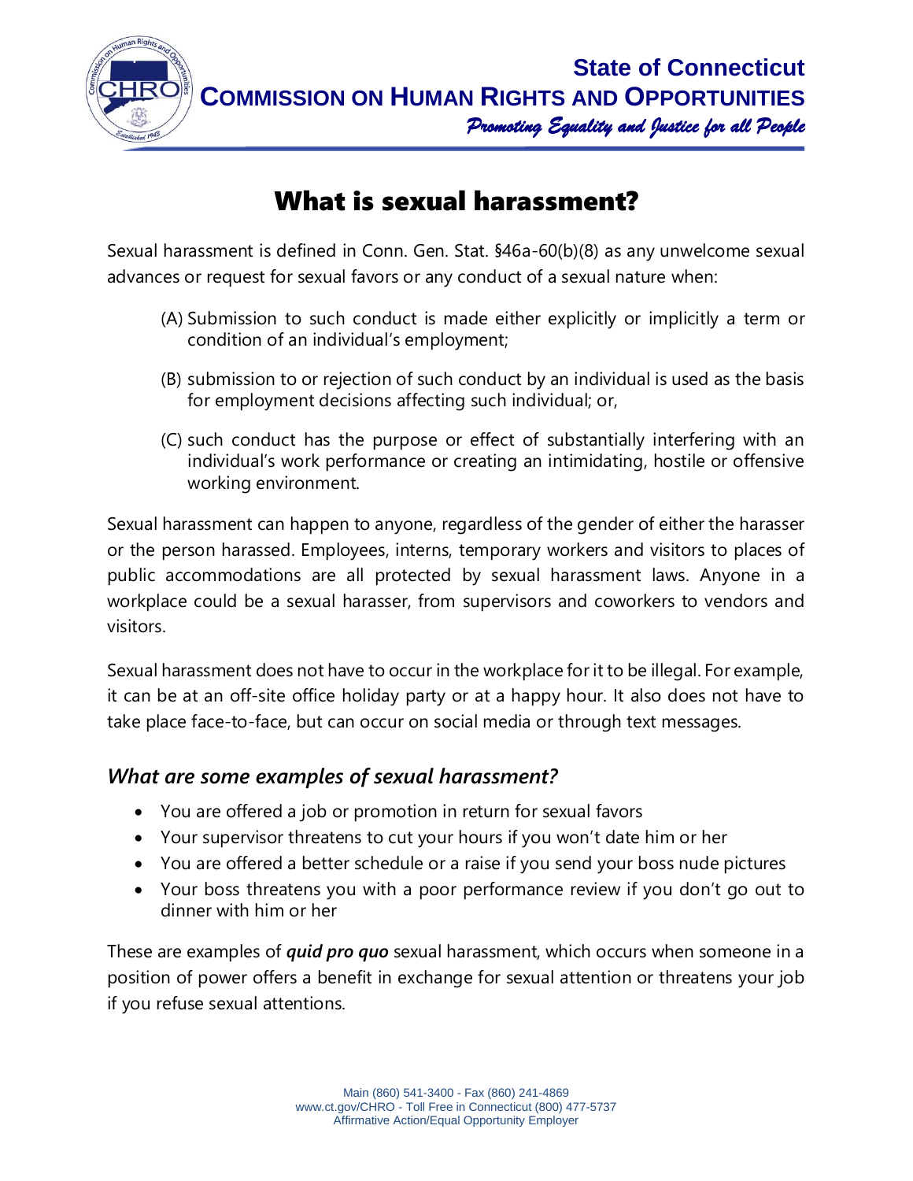State of Connecticut
**COMMISSION ON HUMAN RIGHTS AND OPPORTUNITIES**
*Promoting Equality and Justice for all People*

# What is sexual harassment?

Sexual harassment is defined in Conn. Gen. Stat. §46a-60(b)(8) as any unwelcome sexual advances or request for sexual favors or any conduct of a sexual nature when:

(A) Submission to such conduct is made either explicitly or implicitly a term or condition of an individual's employment;

(B) submission to or rejection of such conduct by an individual is used as the basis for employment decisions affecting such individual; or,

(C) such conduct has the purpose or effect of substantially interfering with an individual's work performance or creating an intimidating, hostile or offensive working environment.

Sexual harassment can happen to anyone, regardless of the gender of either the harasser or the person harassed. Employees, interns, temporary workers and visitors to places of public accommodations are all protected by sexual harassment laws. Anyone in a workplace could be a sexual harasser, from supervisors and coworkers to vendors and visitors.

Sexual harassment does not have to occur in the workplace for it to be illegal. For example, it can be at an off-site office holiday party or at a happy hour. It also does not have to take place face-to-face, but can occur on social media or through text messages.

## *What are some examples of sexual harassment?*

- You are offered a job or promotion in return for sexual favors
- Your supervisor threatens to cut your hours if you won't date him or her
- You are offered a better schedule or a raise if you send your boss nude pictures
- Your boss threatens you with a poor performance review if you don't go out to dinner with him or her

These are examples of ***quid pro quo*** sexual harassment, which occurs when someone in a position of power offers a benefit in exchange for sexual attention or threatens your job if you refuse sexual attentions.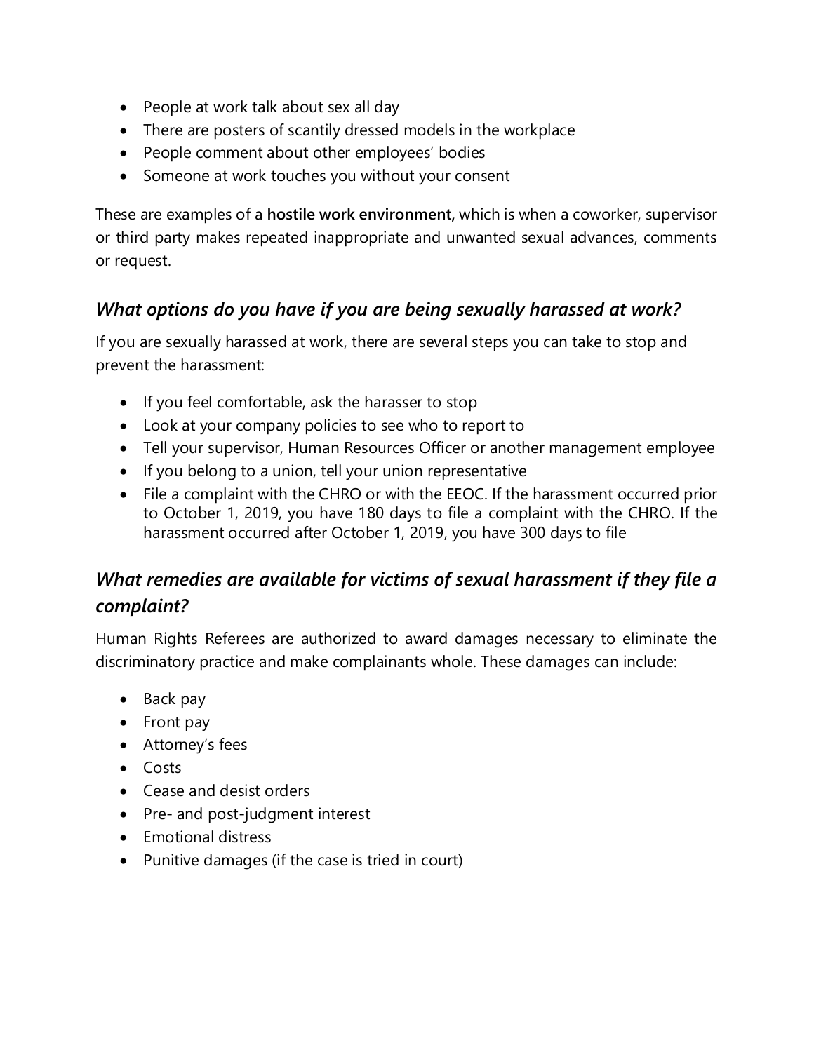- People at work talk about sex all day
- There are posters of scantily dressed models in the workplace
- People comment about other employees' bodies
- Someone at work touches you without your consent

These are examples of a **hostile work environment,** which is when a coworker, supervisor or third party makes repeated inappropriate and unwanted sexual advances, comments or request.

## *What options do you have if you are being sexually harassed at work?*

If you are sexually harassed at work, there are several steps you can take to stop and prevent the harassment:

- If you feel comfortable, ask the harasser to stop
- Look at your company policies to see who to report to
- Tell your supervisor, Human Resources Officer or another management employee
- If you belong to a union, tell your union representative
- File a complaint with the CHRO or with the EEOC. If the harassment occurred prior to October 1, 2019, you have 180 days to file a complaint with the CHRO. If the harassment occurred after October 1, 2019, you have 300 days to file

## *What remedies are available for victims of sexual harassment if they file a complaint?*

Human Rights Referees are authorized to award damages necessary to eliminate the discriminatory practice and make complainants whole. These damages can include:

- Back pay
- Front pay
- Attorney's fees
- Costs
- Cease and desist orders
- Pre- and post-judgment interest
- Emotional distress
- Punitive damages (if the case is tried in court)